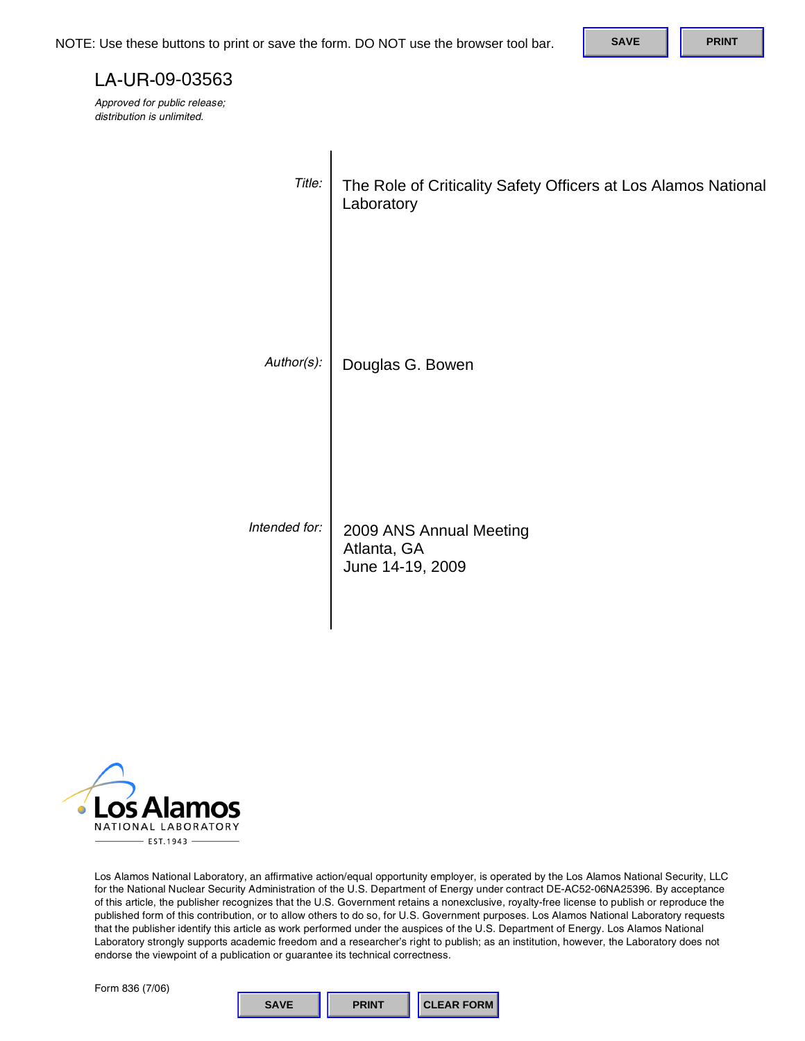NOTE: Use these buttons to print or save the form. DO NOT use the browser tool bar.

LA-UR-09-03563

*Approved for public release; distribution is unlimited.*

*Title:* The Role of Criticality Safety Officers at Los Alamos National Laboratory

*Author(s):* Douglas G. Bowen

*Intended for:* 2009 ANS Annual Meeting
Atlanta, GA
June 14-19, 2009

Los Alamos
NATIONAL LABORATORY
EST.1943

Los Alamos National Laboratory, an affirmative action/equal opportunity employer, is operated by the Los Alamos National Security, LLC for the National Nuclear Security Administration of the U.S. Department of Energy under contract DE-AC52-06NA25396. By acceptance of this article, the publisher recognizes that the U.S. Government retains a nonexclusive, royalty-free license to publish or reproduce the published form of this contribution, or to allow others to do so, for U.S. Government purposes. Los Alamos National Laboratory requests that the publisher identify this article as work performed under the auspices of the U.S. Department of Energy. Los Alamos National Laboratory strongly supports academic freedom and a researcher's right to publish; as an institution, however, the Laboratory does not endorse the viewpoint of a publication or guarantee its technical correctness.

Form 836 (7/06)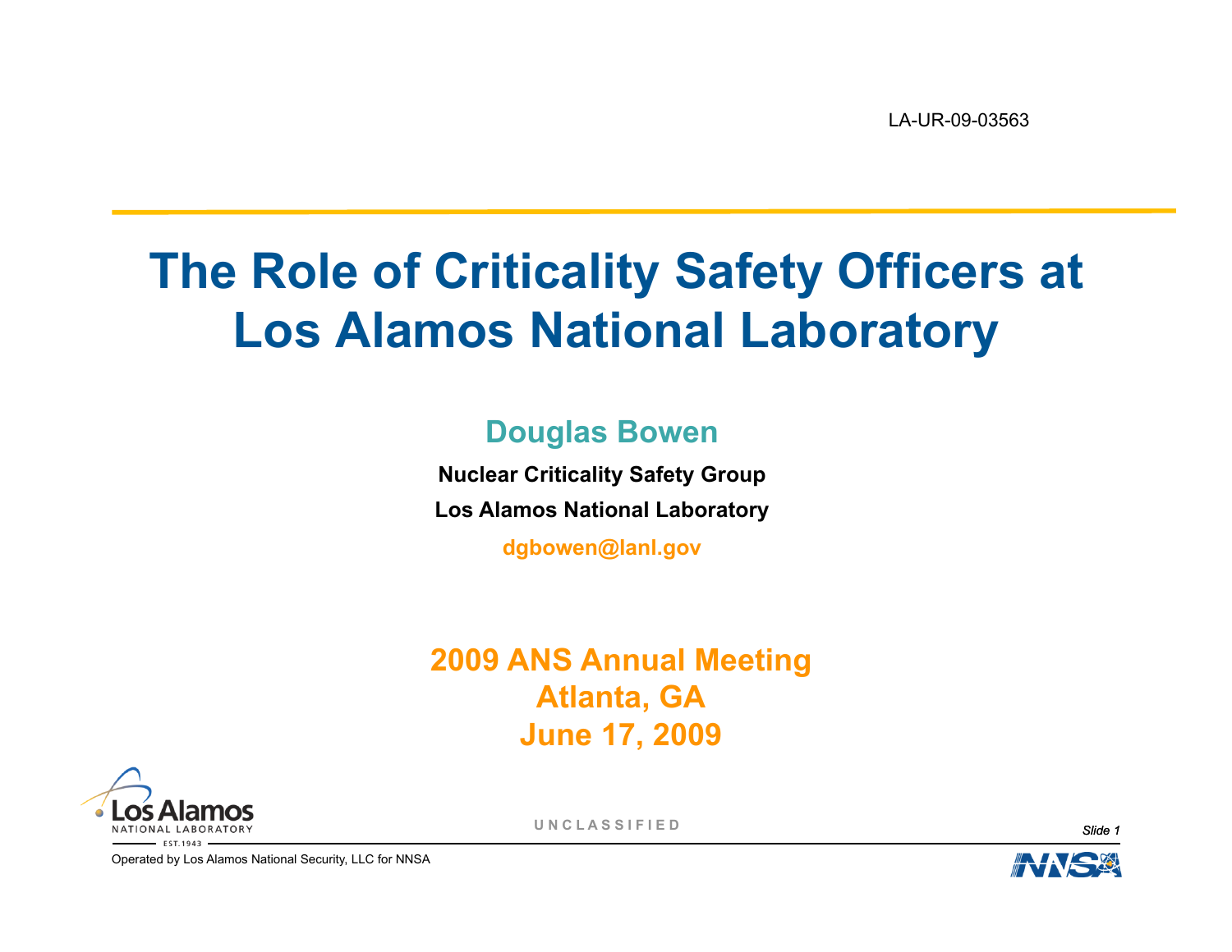LA-UR-09-03563

# The Role of Criticality Safety Officers at Los Alamos National Laboratory

**Douglas Bowen**

**Nuclear Criticality Safety Group**

**Los Alamos National Laboratory**

**dgbowen@lanl.gov**

**2009 ANS Annual Meeting**
**Atlanta, GA**
**June 17, 2009**

UNCLASSIFIED

Operated by Los Alamos National Security, LLC for NNSA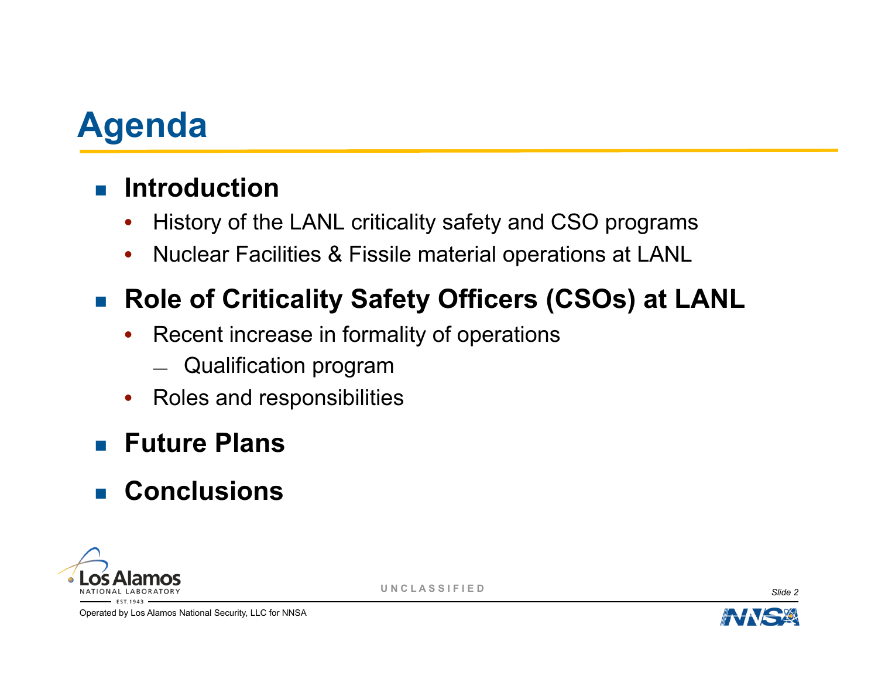# Agenda

- **Introduction**
  - History of the LANL criticality safety and CSO programs
  - Nuclear Facilities & Fissile material operations at LANL
- **Role of Criticality Safety Officers (CSOs) at LANL**
  - Recent increase in formality of operations
    - Qualification program
  - Roles and responsibilities
- **Future Plans**
- **Conclusions**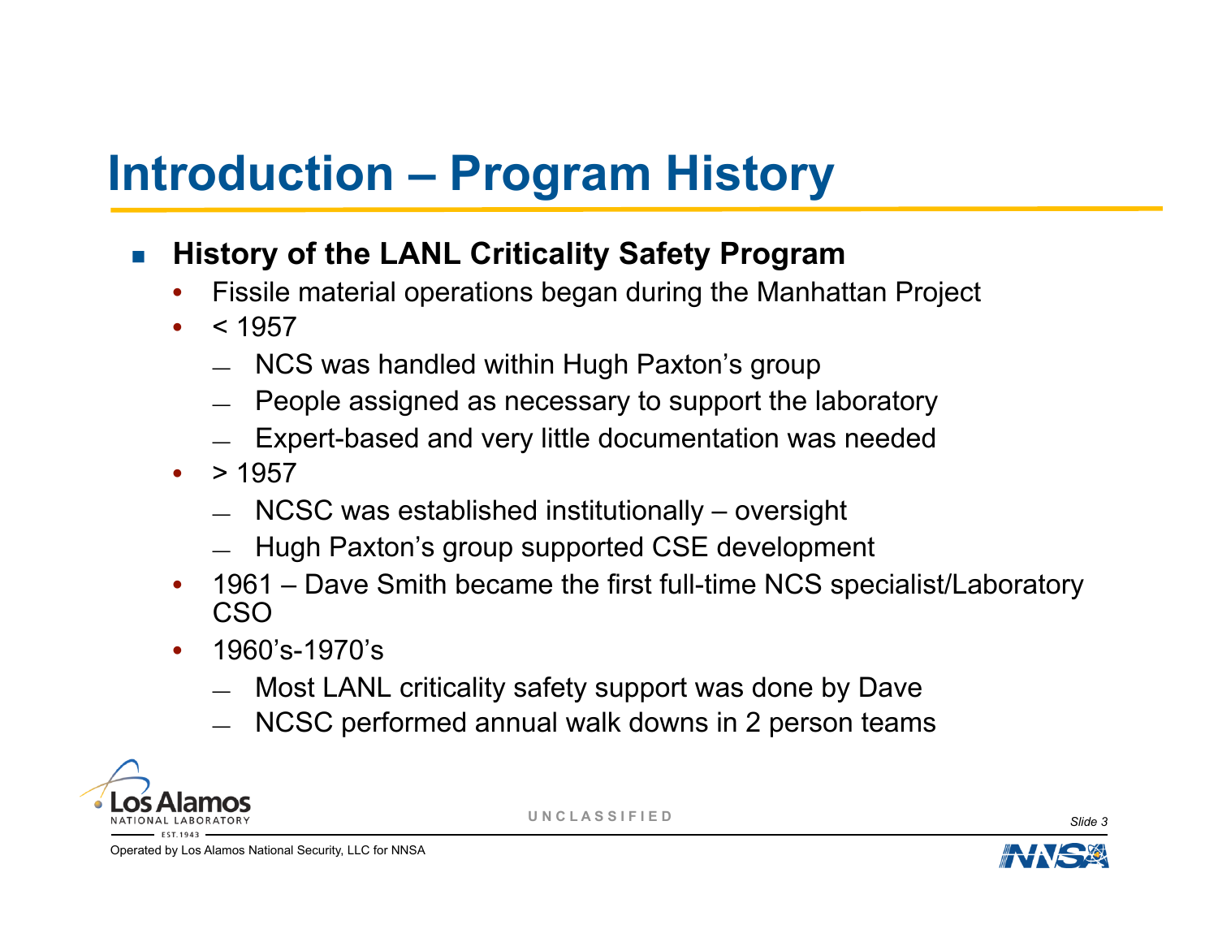# Introduction – Program History

- **History of the LANL Criticality Safety Program**
  - Fissile material operations began during the Manhattan Project
  - < 1957
    - NCS was handled within Hugh Paxton's group
    - People assigned as necessary to support the laboratory
    - Expert-based and very little documentation was needed
  - > 1957
    - NCSC was established institutionally – oversight
    - Hugh Paxton's group supported CSE development
  - 1961 – Dave Smith became the first full-time NCS specialist/Laboratory CSO
  - 1960's-1970's
    - Most LANL criticality safety support was done by Dave
    - NCSC performed annual walk downs in 2 person teams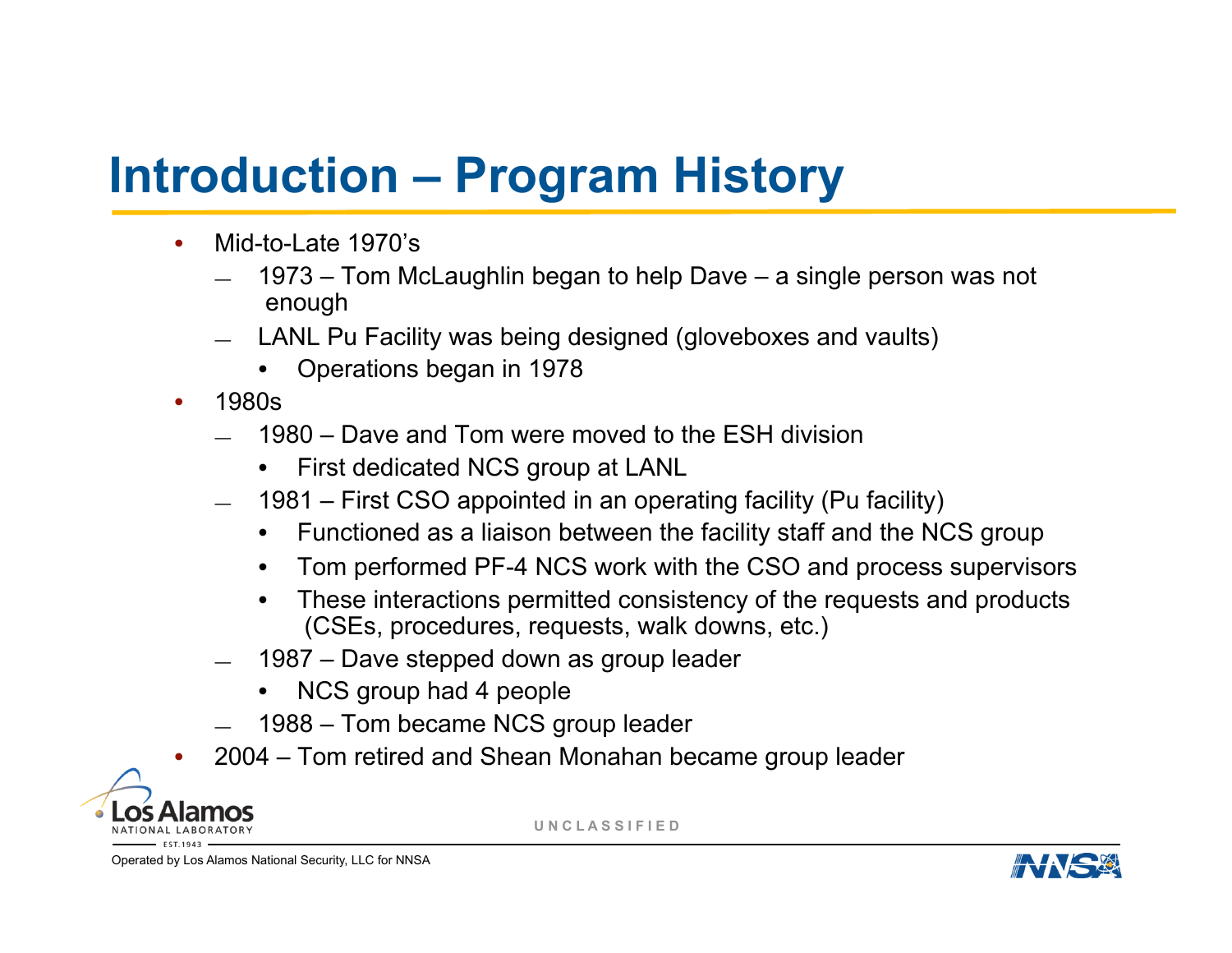# Introduction – Program History

- Mid-to-Late 1970's
  - 1973 – Tom McLaughlin began to help Dave – a single person was not enough
  - LANL Pu Facility was being designed (gloveboxes and vaults)
    - Operations began in 1978
- 1980s
  - 1980 – Dave and Tom were moved to the ESH division
    - First dedicated NCS group at LANL
  - 1981 – First CSO appointed in an operating facility (Pu facility)
    - Functioned as a liaison between the facility staff and the NCS group
    - Tom performed PF-4 NCS work with the CSO and process supervisors
    - These interactions permitted consistency of the requests and products (CSEs, procedures, requests, walk downs, etc.)
  - 1987 – Dave stepped down as group leader
    - NCS group had 4 people
  - 1988 – Tom became NCS group leader
- 2004 – Tom retired and Shean Monahan became group leader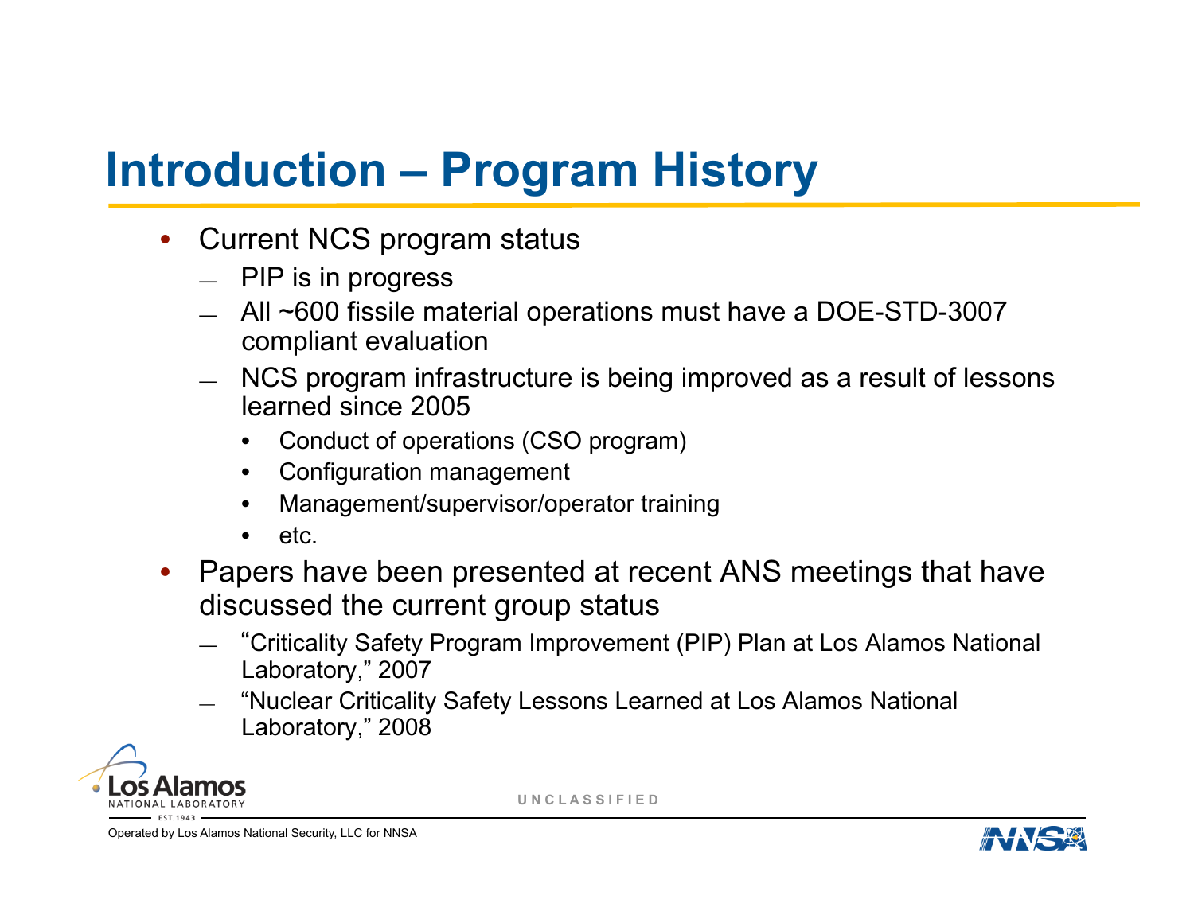# Introduction – Program History

- Current NCS program status
  - PIP is in progress
  - All ~600 fissile material operations must have a DOE-STD-3007 compliant evaluation
  - NCS program infrastructure is being improved as a result of lessons learned since 2005
    - Conduct of operations (CSO program)
    - Configuration management
    - Management/supervisor/operator training
    - etc.
- Papers have been presented at recent ANS meetings that have discussed the current group status
  - "Criticality Safety Program Improvement (PIP) Plan at Los Alamos National Laboratory," 2007
  - "Nuclear Criticality Safety Lessons Learned at Los Alamos National Laboratory," 2008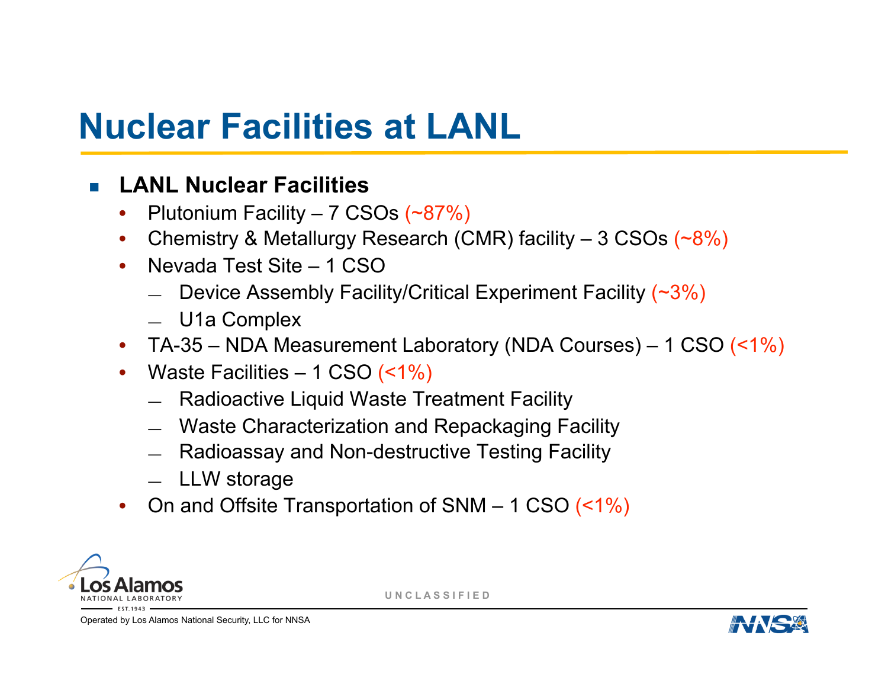# Nuclear Facilities at LANL

- **LANL Nuclear Facilities**
  - Plutonium Facility – 7 CSOs (~87%)
  - Chemistry & Metallurgy Research (CMR) facility – 3 CSOs (~8%)
  - Nevada Test Site – 1 CSO
    - Device Assembly Facility/Critical Experiment Facility (~3%)
    - U1a Complex
  - TA-35 – NDA Measurement Laboratory (NDA Courses) – 1 CSO (<1%)
  - Waste Facilities – 1 CSO (<1%)
    - Radioactive Liquid Waste Treatment Facility
    - Waste Characterization and Repackaging Facility
    - Radioassay and Non-destructive Testing Facility
    - LLW storage
  - On and Offsite Transportation of SNM – 1 CSO (<1%)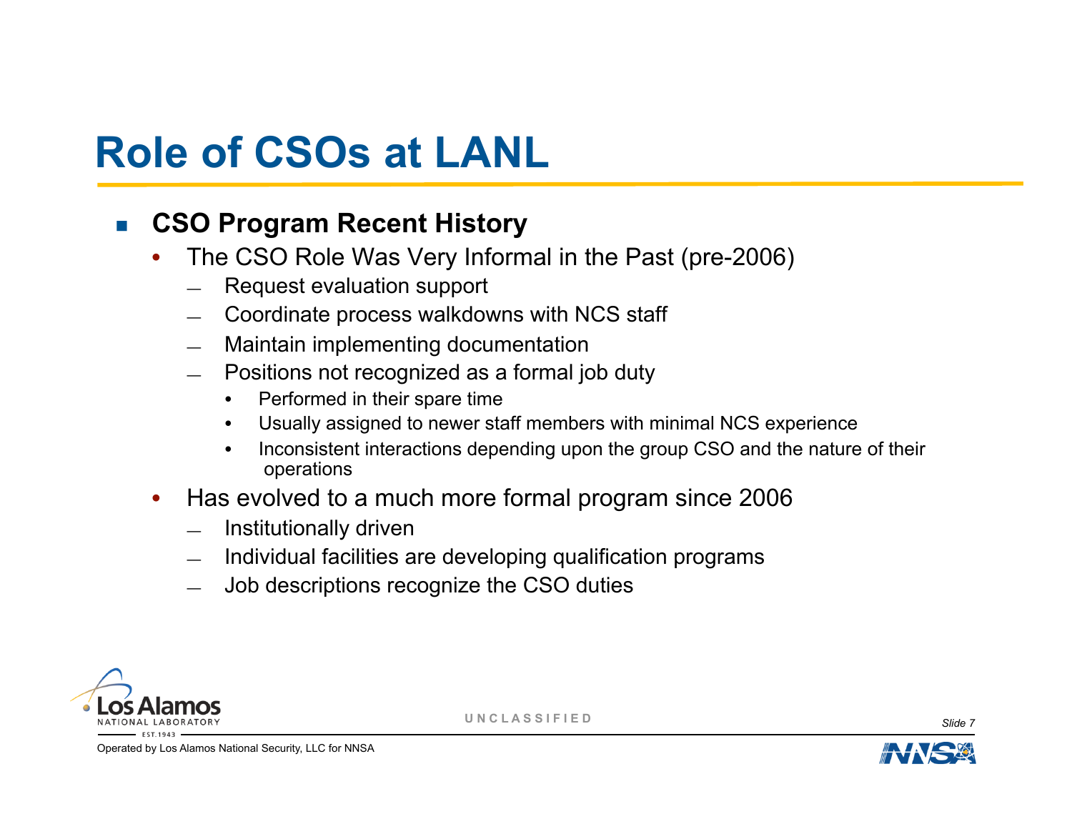# Role of CSOs at LANL

- **CSO Program Recent History**
  - The CSO Role Was Very Informal in the Past (pre-2006)
    - Request evaluation support
    - Coordinate process walkdowns with NCS staff
    - Maintain implementing documentation
    - Positions not recognized as a formal job duty
      - Performed in their spare time
      - Usually assigned to newer staff members with minimal NCS experience
      - Inconsistent interactions depending upon the group CSO and the nature of their operations
  - Has evolved to a much more formal program since 2006
    - Institutionally driven
    - Individual facilities are developing qualification programs
    - Job descriptions recognize the CSO duties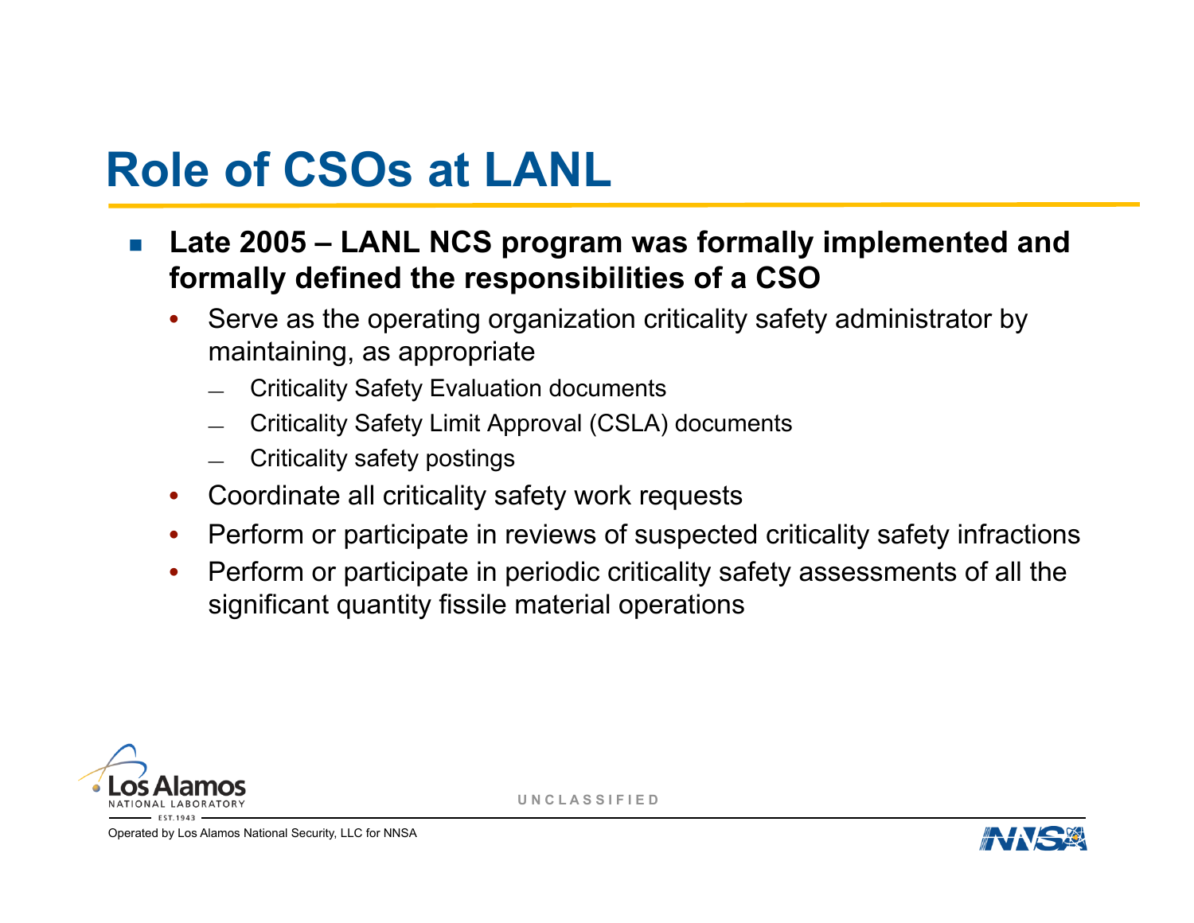# Role of CSOs at LANL

- **Late 2005 – LANL NCS program was formally implemented and formally defined the responsibilities of a CSO**
  - Serve as the operating organization criticality safety administrator by maintaining, as appropriate
    - Criticality Safety Evaluation documents
    - Criticality Safety Limit Approval (CSLA) documents
    - Criticality safety postings
  - Coordinate all criticality safety work requests
  - Perform or participate in reviews of suspected criticality safety infractions
  - Perform or participate in periodic criticality safety assessments of all the significant quantity fissile material operations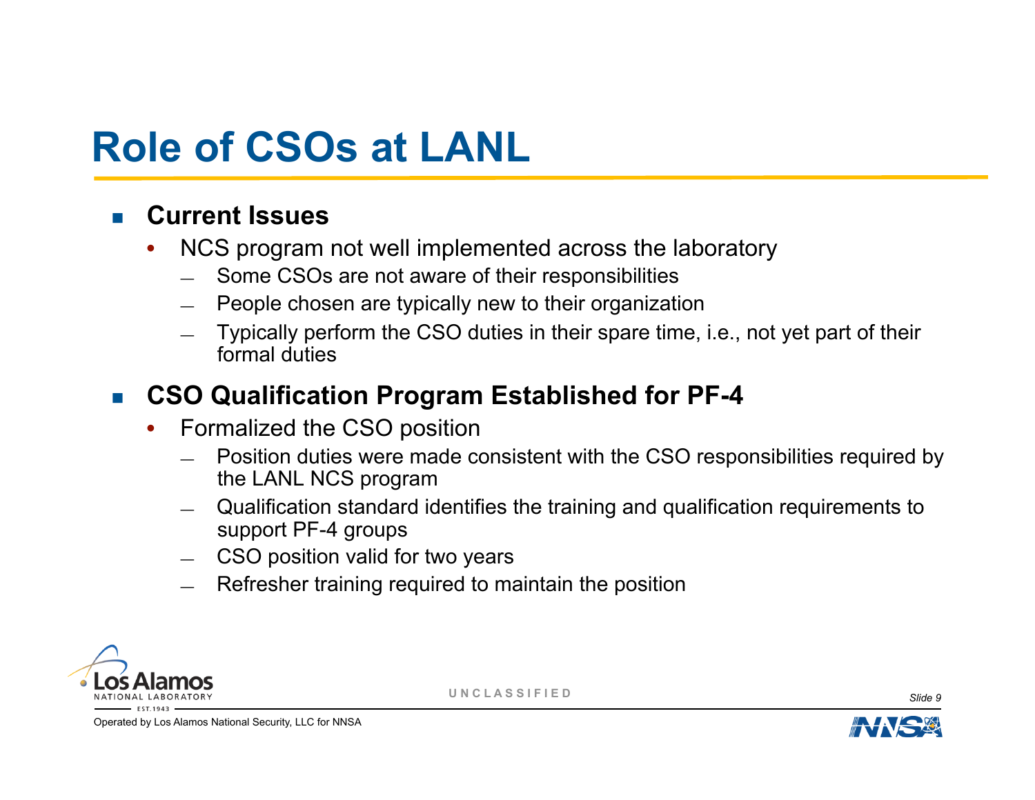# Role of CSOs at LANL

- **Current Issues**
  - NCS program not well implemented across the laboratory
    - Some CSOs are not aware of their responsibilities
    - People chosen are typically new to their organization
    - Typically perform the CSO duties in their spare time, i.e., not yet part of their formal duties
- **CSO Qualification Program Established for PF-4**
  - Formalized the CSO position
    - Position duties were made consistent with the CSO responsibilities required by the LANL NCS program
    - Qualification standard identifies the training and qualification requirements to support PF-4 groups
    - CSO position valid for two years
    - Refresher training required to maintain the position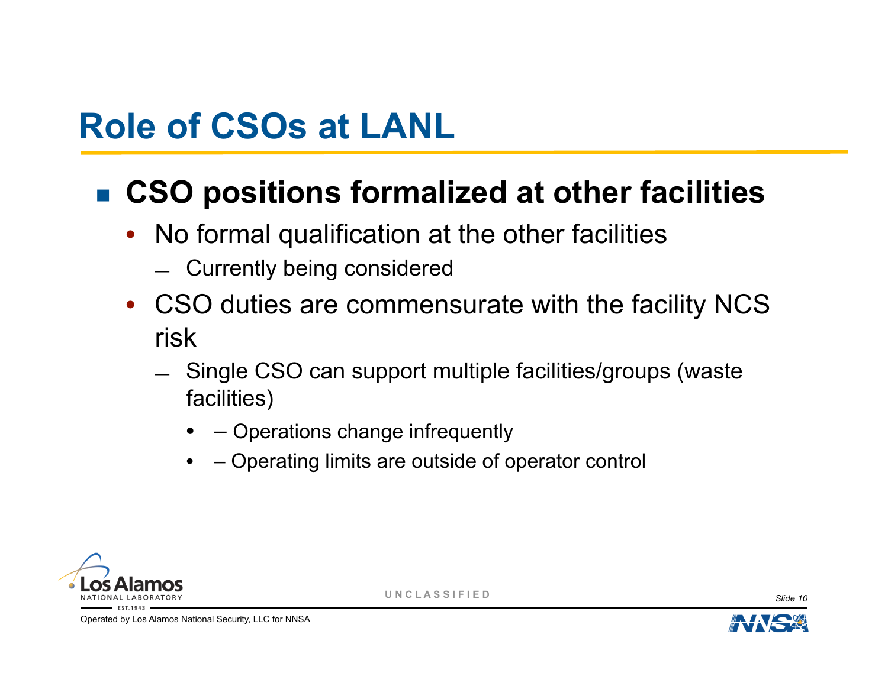# Role of CSOs at LANL

- **CSO positions formalized at other facilities**
  - No formal qualification at the other facilities
    - Currently being considered
  - CSO duties are commensurate with the facility NCS risk
    - Single CSO can support multiple facilities/groups (waste facilities)
      - – Operations change infrequently
      - – Operating limits are outside of operator control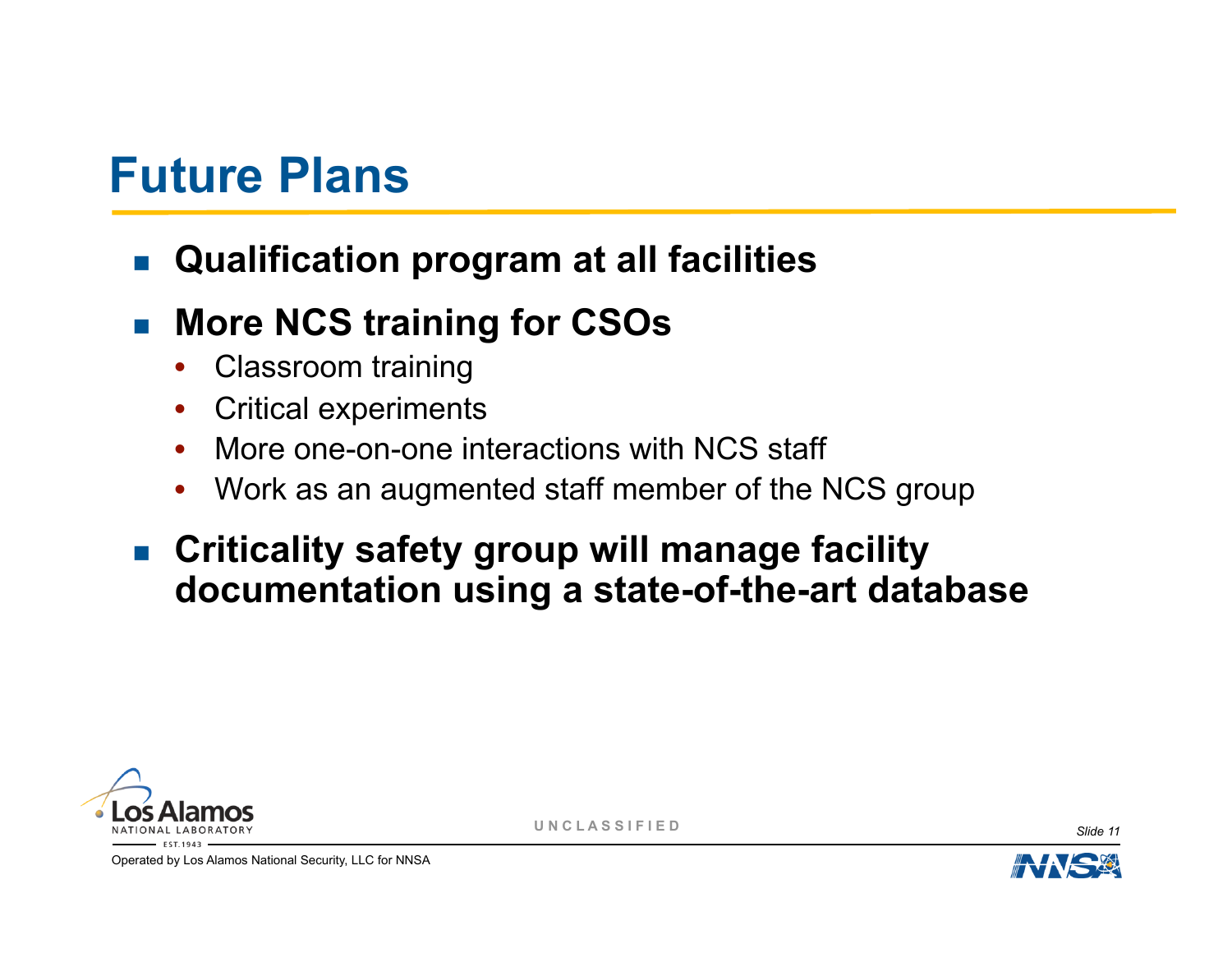# Future Plans

- **Qualification program at all facilities**
- **More NCS training for CSOs**
  - Classroom training
  - Critical experiments
  - More one-on-one interactions with NCS staff
  - Work as an augmented staff member of the NCS group
- **Criticality safety group will manage facility documentation using a state-of-the-art database**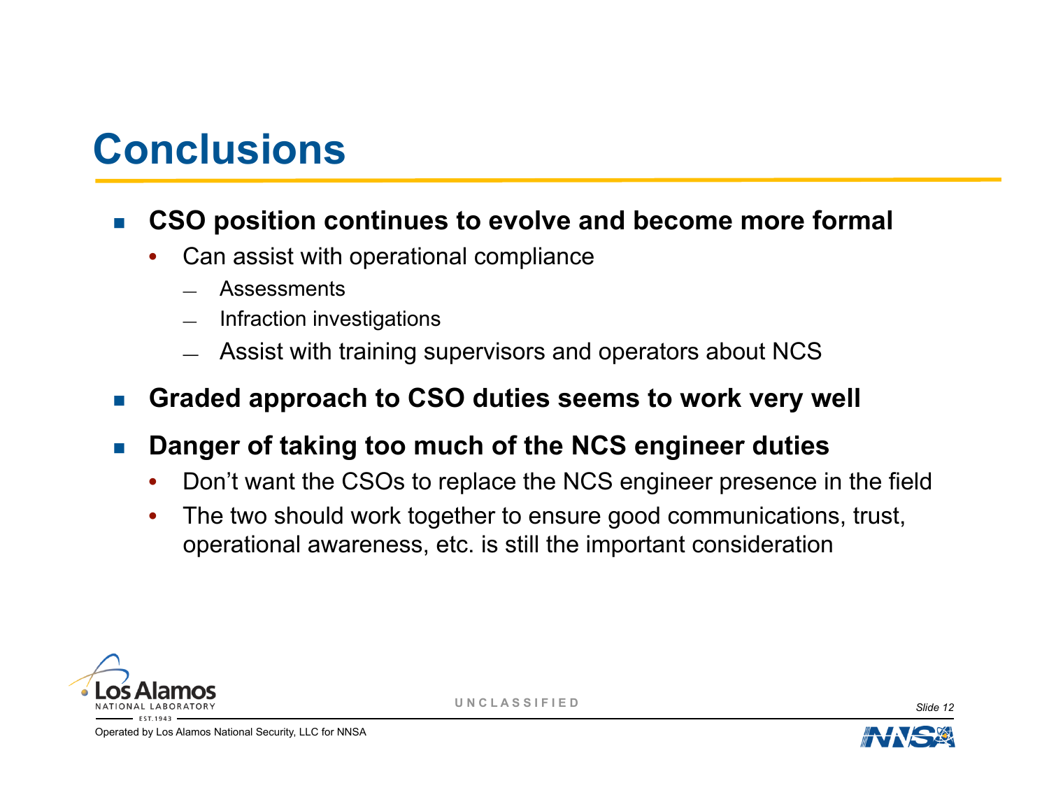# Conclusions

- **CSO position continues to evolve and become more formal**
  - Can assist with operational compliance
    - Assessments
    - Infraction investigations
    - Assist with training supervisors and operators about NCS
- **Graded approach to CSO duties seems to work very well**
- **Danger of taking too much of the NCS engineer duties**
  - Don't want the CSOs to replace the NCS engineer presence in the field
  - The two should work together to ensure good communications, trust, operational awareness, etc. is still the important consideration